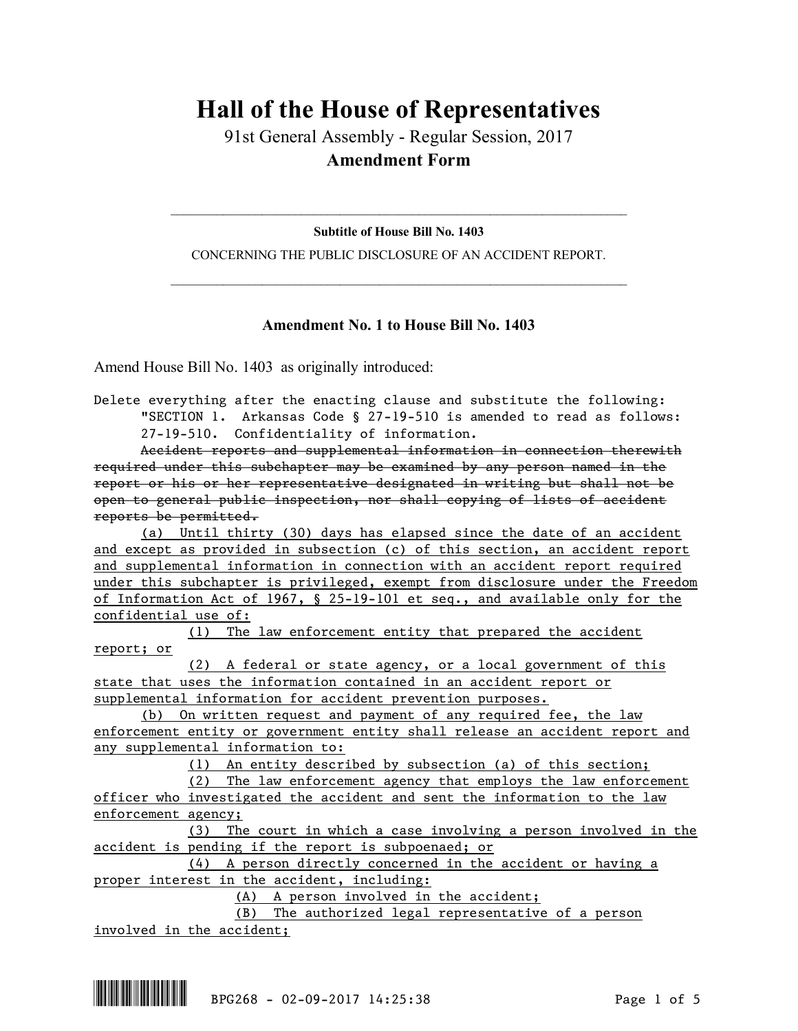# Hall of the House of Representatives

91st General Assembly - Regular Session, 2017

**Amendment Form**

**Subtitle of House Bill No. 1403**

CONCERNING THE PUBLIC DISCLOSURE OF AN ACCIDENT REPORT.

## Amendment No. 1 to House Bill No. 1403

Amend House Bill No. 1403 as originally introduced:

Delete everything after the enacting clause and substitute the following:

"SECTION 1. Arkansas Code § 27-19-510 is amended to read as follows:

27-19-510. Confidentiality of information.

~~Accident reports and supplemental information in connection therewith required under this subchapter may be examined by any person named in the report or his or her representative designated in writing but shall not be open to general public inspection, nor shall copying of lists of accident reports be permitted.~~

<u>(a) Until thirty (30) days has elapsed since the date of an accident and except as provided in subsection (c) of this section, an accident report and supplemental information in connection with an accident report required under this subchapter is privileged, exempt from disclosure under the Freedom of Information Act of 1967, § 25-19-101 et seq., and available only for the confidential use of:</u>

<u>(1) The law enforcement entity that prepared the accident report; or</u>

<u>(2) A federal or state agency, or a local government of this state that uses the information contained in an accident report or supplemental information for accident prevention purposes.</u>

<u>(b) On written request and payment of any required fee, the law enforcement entity or government entity shall release an accident report and any supplemental information to:</u>

<u>(1) An entity described by subsection (a) of this section;</u>

<u>(2) The law enforcement agency that employs the law enforcement officer who investigated the accident and sent the information to the law enforcement agency;</u>

<u>(3) The court in which a case involving a person involved in the accident is pending if the report is subpoenaed; or</u>

<u>(4) A person directly concerned in the accident or having a proper interest in the accident, including:</u>

<u>(A) A person involved in the accident;</u>

<u>(B) The authorized legal representative of a person involved in the accident;</u>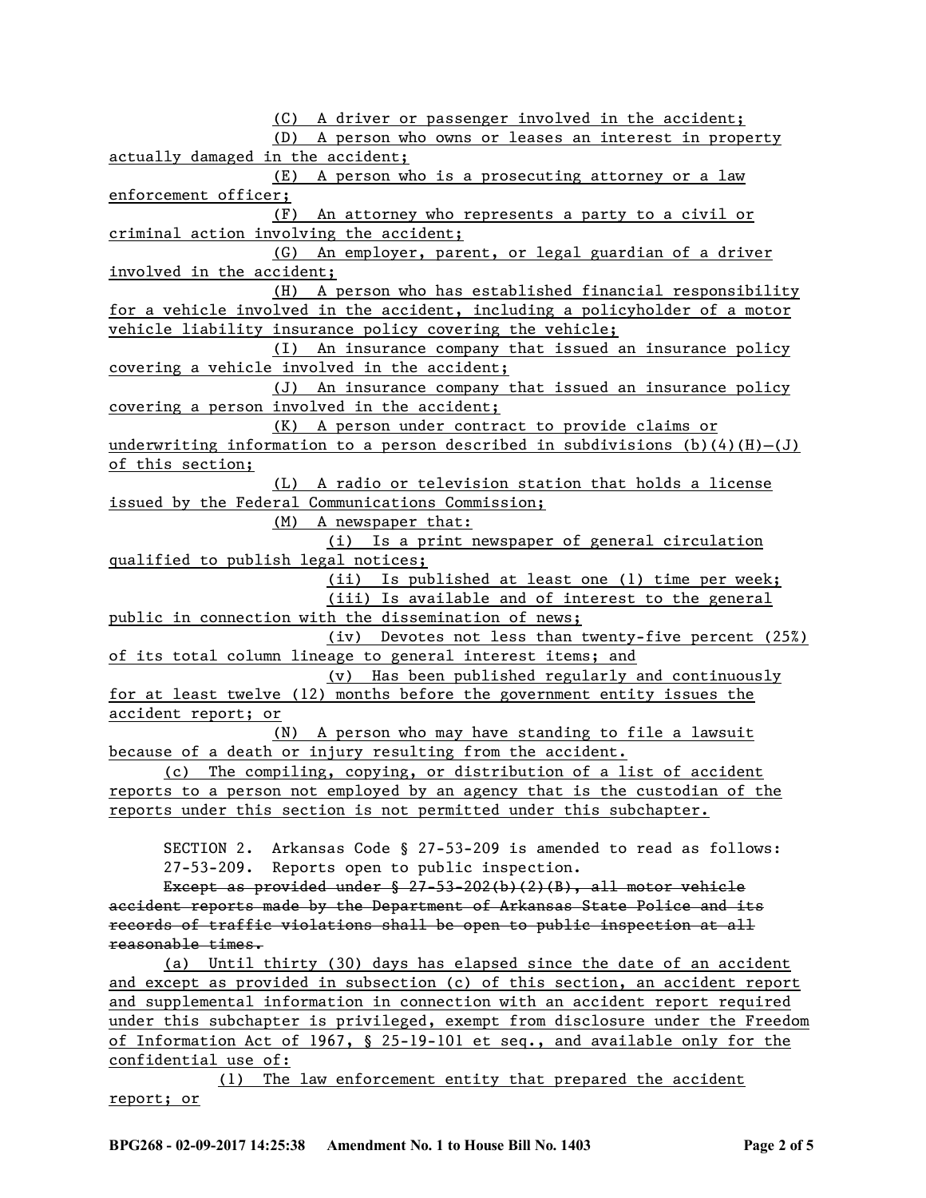(C) A driver or passenger involved in the accident;

(D) A person who owns or leases an interest in property actually damaged in the accident;

(E) A person who is a prosecuting attorney or a law enforcement officer;

(F) An attorney who represents a party to a civil or criminal action involving the accident;

(G) An employer, parent, or legal guardian of a driver involved in the accident;

(H) A person who has established financial responsibility for a vehicle involved in the accident, including a policyholder of a motor vehicle liability insurance policy covering the vehicle;

(I) An insurance company that issued an insurance policy covering a vehicle involved in the accident;

(J) An insurance company that issued an insurance policy covering a person involved in the accident;

(K) A person under contract to provide claims or underwriting information to a person described in subdivisions (b)(4)(H)–(J) of this section;

(L) A radio or television station that holds a license issued by the Federal Communications Commission;

(M) A newspaper that:

(i) Is a print newspaper of general circulation qualified to publish legal notices;

(ii) Is published at least one (1) time per week;

(iii) Is available and of interest to the general public in connection with the dissemination of news;

(iv) Devotes not less than twenty-five percent (25%) of its total column lineage to general interest items; and

(v) Has been published regularly and continuously for at least twelve (12) months before the government entity issues the accident report; or

(N) A person who may have standing to file a lawsuit because of a death or injury resulting from the accident.

(c) The compiling, copying, or distribution of a list of accident reports to a person not employed by an agency that is the custodian of the reports under this section is not permitted under this subchapter.

SECTION 2. Arkansas Code § 27-53-209 is amended to read as follows:

27-53-209. Reports open to public inspection.

~~Except as provided under § 27-53-202(b)(2)(B), all motor vehicle accident reports made by the Department of Arkansas State Police and its records of traffic violations shall be open to public inspection at all reasonable times.~~

(a) Until thirty (30) days has elapsed since the date of an accident and except as provided in subsection (c) of this section, an accident report and supplemental information in connection with an accident report required under this subchapter is privileged, exempt from disclosure under the Freedom of Information Act of 1967, § 25-19-101 et seq., and available only for the confidential use of:

(1) The law enforcement entity that prepared the accident report; or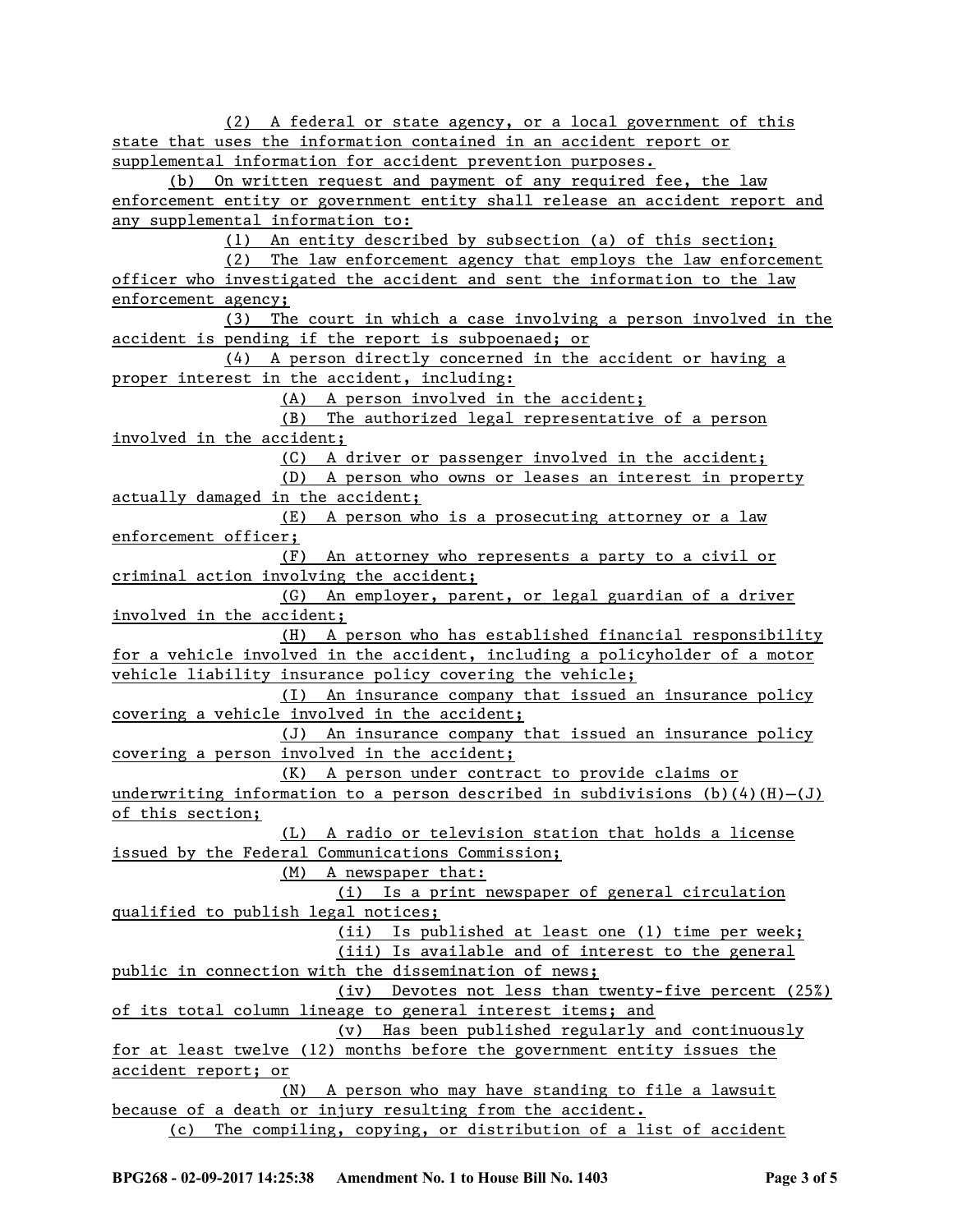(2) A federal or state agency, or a local government of this state that uses the information contained in an accident report or supplemental information for accident prevention purposes.

(b) On written request and payment of any required fee, the law enforcement entity or government entity shall release an accident report and any supplemental information to:

(1) An entity described by subsection (a) of this section;

(2) The law enforcement agency that employs the law enforcement officer who investigated the accident and sent the information to the law enforcement agency;

(3) The court in which a case involving a person involved in the accident is pending if the report is subpoenaed; or

(4) A person directly concerned in the accident or having a proper interest in the accident, including:

(A) A person involved in the accident;

(B) The authorized legal representative of a person involved in the accident;

(C) A driver or passenger involved in the accident;

(D) A person who owns or leases an interest in property actually damaged in the accident;

(E) A person who is a prosecuting attorney or a law enforcement officer;

(F) An attorney who represents a party to a civil or criminal action involving the accident;

(G) An employer, parent, or legal guardian of a driver involved in the accident;

(H) A person who has established financial responsibility for a vehicle involved in the accident, including a policyholder of a motor vehicle liability insurance policy covering the vehicle;

(I) An insurance company that issued an insurance policy covering a vehicle involved in the accident;

(J) An insurance company that issued an insurance policy covering a person involved in the accident;

(K) A person under contract to provide claims or underwriting information to a person described in subdivisions (b)(4)(H)–(J) of this section;

(L) A radio or television station that holds a license issued by the Federal Communications Commission;

(M) A newspaper that:

(i) Is a print newspaper of general circulation qualified to publish legal notices;

(ii) Is published at least one (1) time per week;

(iii) Is available and of interest to the general public in connection with the dissemination of news;

(iv) Devotes not less than twenty-five percent (25%) of its total column lineage to general interest items; and

(v) Has been published regularly and continuously for at least twelve (12) months before the government entity issues the accident report; or

(N) A person who may have standing to file a lawsuit because of a death or injury resulting from the accident.

(c) The compiling, copying, or distribution of a list of accident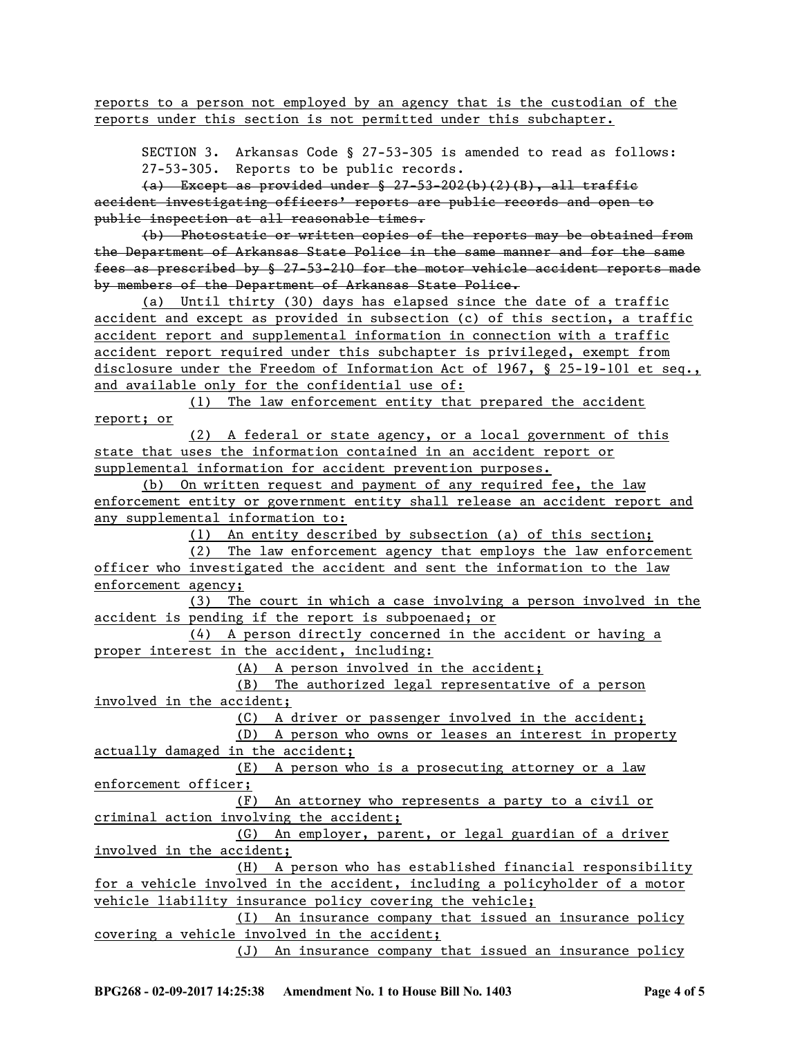reports to a person not employed by an agency that is the custodian of the reports under this section is not permitted under this subchapter.

SECTION 3. Arkansas Code § 27-53-305 is amended to read as follows:

27-53-305. Reports to be public records.

~~(a) Except as provided under § 27-53-202(b)(2)(B), all traffic accident investigating officers' reports are public records and open to public inspection at all reasonable times.~~

~~(b) Photostatic or written copies of the reports may be obtained from the Department of Arkansas State Police in the same manner and for the same fees as prescribed by § 27-53-210 for the motor vehicle accident reports made by members of the Department of Arkansas State Police.~~

(a) Until thirty (30) days has elapsed since the date of a traffic accident and except as provided in subsection (c) of this section, a traffic accident report and supplemental information in connection with a traffic accident report required under this subchapter is privileged, exempt from disclosure under the Freedom of Information Act of 1967, § 25-19-101 et seq., and available only for the confidential use of:

(1) The law enforcement entity that prepared the accident report; or

(2) A federal or state agency, or a local government of this state that uses the information contained in an accident report or supplemental information for accident prevention purposes.

(b) On written request and payment of any required fee, the law enforcement entity or government entity shall release an accident report and any supplemental information to:

(1) An entity described by subsection (a) of this section;

(2) The law enforcement agency that employs the law enforcement officer who investigated the accident and sent the information to the law enforcement agency;

(3) The court in which a case involving a person involved in the accident is pending if the report is subpoenaed; or

(4) A person directly concerned in the accident or having a proper interest in the accident, including:

(A) A person involved in the accident;

(B) The authorized legal representative of a person involved in the accident;

(C) A driver or passenger involved in the accident;

(D) A person who owns or leases an interest in property actually damaged in the accident;

(E) A person who is a prosecuting attorney or a law enforcement officer;

(F) An attorney who represents a party to a civil or criminal action involving the accident;

(G) An employer, parent, or legal guardian of a driver involved in the accident;

(H) A person who has established financial responsibility for a vehicle involved in the accident, including a policyholder of a motor vehicle liability insurance policy covering the vehicle;

(I) An insurance company that issued an insurance policy covering a vehicle involved in the accident;

(J) An insurance company that issued an insurance policy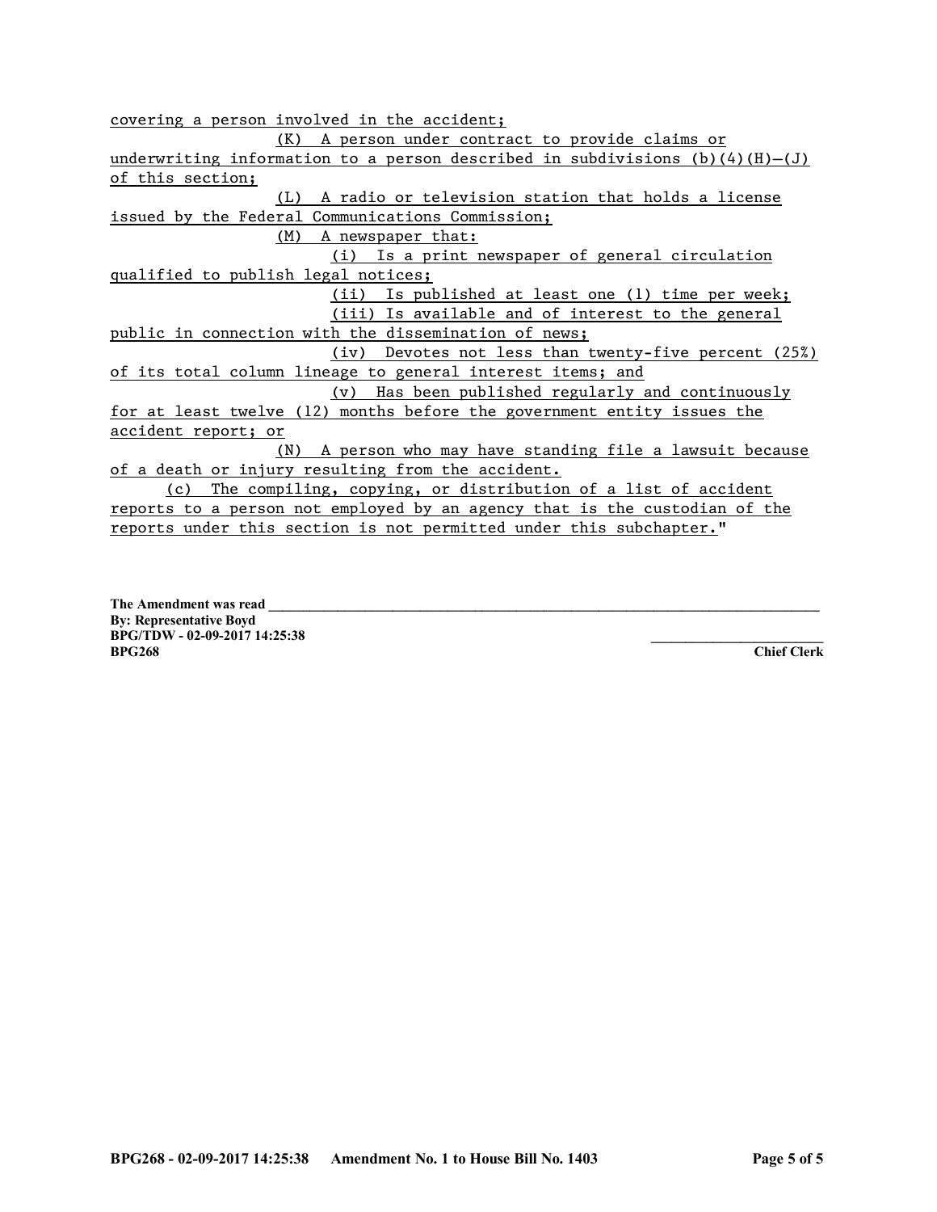covering a person involved in the accident;

(K) A person under contract to provide claims or underwriting information to a person described in subdivisions (b)(4)(H)—(J) of this section;

(L) A radio or television station that holds a license issued by the Federal Communications Commission;

(M) A newspaper that:

(i) Is a print newspaper of general circulation qualified to publish legal notices;

(ii) Is published at least one (1) time per week;

(iii) Is available and of interest to the general public in connection with the dissemination of news;

(iv) Devotes not less than twenty-five percent (25%) of its total column lineage to general interest items; and

(v) Has been published regularly and continuously for at least twelve (12) months before the government entity issues the accident report; or

(N) A person who may have standing file a lawsuit because of a death or injury resulting from the accident.

(c) The compiling, copying, or distribution of a list of accident reports to a person not employed by an agency that is the custodian of the reports under this section is not permitted under this subchapter."

**The Amendment was read** ______________________________

**By: Representative Boyd**

**BPG/TDW - 02-09-2017 14:25:38**

**BPG268**

______________________

**Chief Clerk**